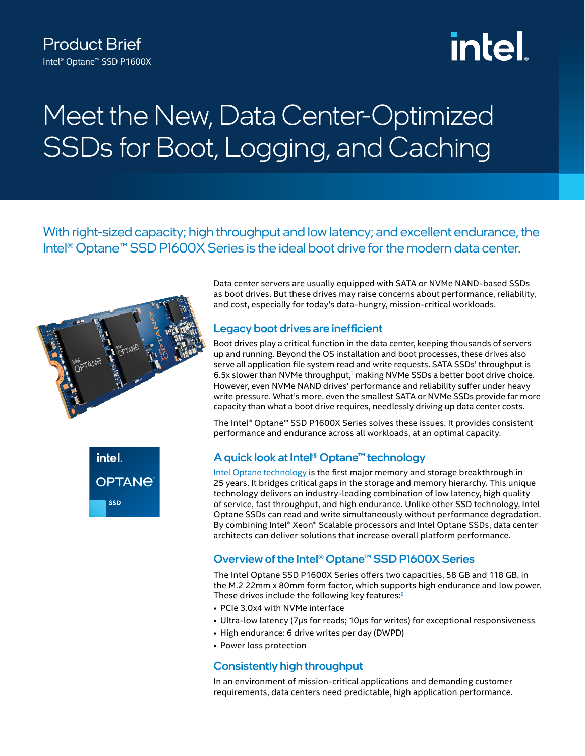Product Brief
Intel® Optane™ SSD P1600X

# Meet the New, Data Center-Optimized SSDs for Boot, Logging, and Caching

With right-sized capacity; high throughput and low latency; and excellent endurance, the Intel® Optane™ SSD P1600X Series is the ideal boot drive for the modern data center.

Data center servers are usually equipped with SATA or NVMe NAND-based SSDs as boot drives. But these drives may raise concerns about performance, reliability, and cost, especially for today's data-hungry, mission-critical workloads.

## Legacy boot drives are inefficient

Boot drives play a critical function in the data center, keeping thousands of servers up and running. Beyond the OS installation and boot processes, these drives also serve all application file system read and write requests. SATA SSDs' throughput is 6.5x slower than NVMe throughput,[1] making NVMe SSDs a better boot drive choice. However, even NVMe NAND drives' performance and reliability suffer under heavy write pressure. What's more, even the smallest SATA or NVMe SSDs provide far more capacity than what a boot drive requires, needlessly driving up data center costs.

The Intel® Optane™ SSD P1600X Series solves these issues. It provides consistent performance and endurance across all workloads, at an optimal capacity.

## A quick look at Intel® Optane™ technology

Intel Optane technology is the first major memory and storage breakthrough in 25 years. It bridges critical gaps in the storage and memory hierarchy. This unique technology delivers an industry-leading combination of low latency, high quality of service, fast throughput, and high endurance. Unlike other SSD technology, Intel Optane SSDs can read and write simultaneously without performance degradation. By combining Intel® Xeon® Scalable processors and Intel Optane SSDs, data center architects can deliver solutions that increase overall platform performance.

## Overview of the Intel® Optane™ SSD P1600X Series

The Intel Optane SSD P1600X Series offers two capacities, 58 GB and 118 GB, in the M.2 22mm x 80mm form factor, which supports high endurance and low power. These drives include the following key features:[2]

- PCIe 3.0x4 with NVMe interface
- Ultra-low latency (7µs for reads; 10µs for writes) for exceptional responsiveness
- High endurance: 6 drive writes per day (DWPD)
- Power loss protection

## Consistently high throughput

In an environment of mission-critical applications and demanding customer requirements, data centers need predictable, high application performance.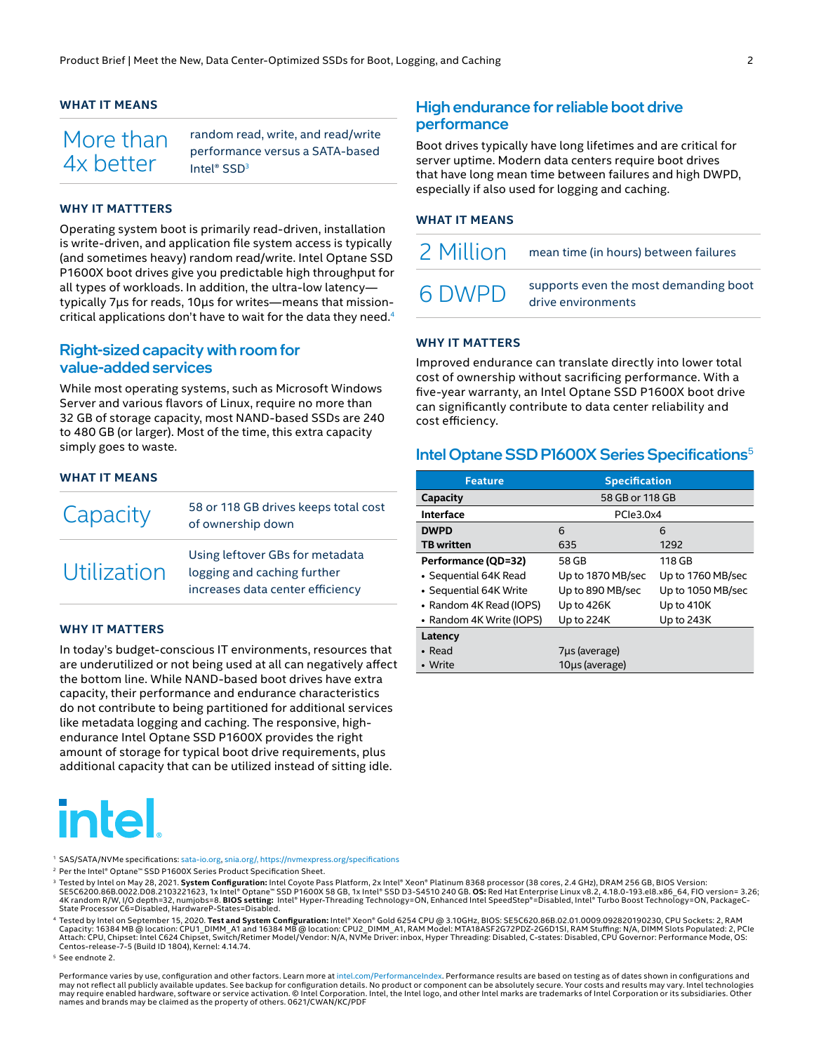#### WHAT IT MEANS

| | |
|---|---|
| More than 4x better | random read, write, and read/write performance versus a SATA-based Intel® SSD[3] |

#### WHY IT MATTTERS

Operating system boot is primarily read-driven, installation is write-driven, and application file system access is typically (and sometimes heavy) random read/write. Intel Optane SSD P1600X boot drives give you predictable high throughput for all types of workloads. In addition, the ultra-low latency—typically 7µs for reads, 10µs for writes—means that mission-critical applications don't have to wait for the data they need.[4]

## Right-sized capacity with room for value-added services

While most operating systems, such as Microsoft Windows Server and various flavors of Linux, require no more than 32 GB of storage capacity, most NAND-based SSDs are 240 to 480 GB (or larger). Most of the time, this extra capacity simply goes to waste.

#### WHAT IT MEANS

| | |
|---|---|
| Capacity | 58 or 118 GB drives keeps total cost of ownership down |
| Utilization | Using leftover GBs for metadata logging and caching further increases data center efficiency |

#### WHY IT MATTERS

In today's budget-conscious IT environments, resources that are underutilized or not being used at all can negatively affect the bottom line. While NAND-based boot drives have extra capacity, their performance and endurance characteristics do not contribute to being partitioned for additional services like metadata logging and caching. The responsive, high-endurance Intel Optane SSD P1600X provides the right amount of storage for typical boot drive requirements, plus additional capacity that can be utilized instead of sitting idle.

## High endurance for reliable boot drive performance

Boot drives typically have long lifetimes and are critical for server uptime. Modern data centers require boot drives that have long mean time between failures and high DWPD, especially if also used for logging and caching.

#### WHAT IT MEANS

| | |
|---|---|
| 2 Million | mean time (in hours) between failures |
| 6 DWPD | supports even the most demanding boot drive environments |

#### WHY IT MATTERS

Improved endurance can translate directly into lower total cost of ownership without sacrificing performance. With a five-year warranty, an Intel Optane SSD P1600X boot drive can significantly contribute to data center reliability and cost efficiency.

## Intel Optane SSD P1600X Series Specifications[5]

| Feature | Specification | |
|---|---|---|
| **Capacity** | 58 GB or 118 GB | |
| **Interface** | PCIe3.0x4 | |
| **DWPD** | 6 | 6 |
| **TB written** | 635 | 1292 |
| **Performance (QD=32)** | 58 GB | 118 GB |
| • Sequential 64K Read | Up to 1870 MB/sec | Up to 1760 MB/sec |
| • Sequential 64K Write | Up to 890 MB/sec | Up to 1050 MB/sec |
| • Random 4K Read (IOPS) | Up to 426K | Up to 410K |
| • Random 4K Write (IOPS) | Up to 224K | Up to 243K |
| **Latency** | | |
| • Read | 7µs (average) | |
| • Write | 10µs (average) | |

intel.

[1] SAS/SATA/NVMe specifications: sata-io.org, snia.org/, https://nvmexpress.org/specifications

[2] Per the Intel® Optane™ SSD P1600X Series Product Specification Sheet.

[3] Tested by Intel on May 28, 2021. **System Configuration:** Intel Coyote Pass Platform, 2x Intel® Xeon® Platinum 8368 processor (38 cores, 2.4 GHz), DRAM 256 GB, BIOS Version: SE5C6200.86B.0022.D08.2103221623, 1x Intel® Optane™ SSD P1600X 58 GB, 1x Intel® SSD D3-S4510 240 GB. **OS:** Red Hat Enterprise Linux v8.2, 4.18.0-193.el8.x86_64, FIO version= 3.26; 4K random R/W, I/O depth=32, numjobs=8. **BIOS setting:** Intel® Hyper-Threading Technology=ON, Enhanced Intel SpeedStep®=Disabled, Intel® Turbo Boost Technology=ON, PackageC-State Processor C6=Disabled, HardwareP-States=Disabled.

[4] Tested by Intel on September 15, 2020. **Test and System Configuration:** Intel® Xeon® Gold 6254 CPU @ 3.10GHz, BIOS: SE5C620.86B.02.01.0009.092820190230, CPU Sockets: 2, RAM Capacity: 16384 MB @ location: CPU1_DIMM_A1 and 16384 MB @ location: CPU2_DIMM_A1, RAM Model: MTA18ASF2G72PDZ-2G6D1SI, RAM Stuffing: N/A, DIMM Slots Populated: 2, PCIe Attach: CPU, Chipset: Intel C624 Chipset, Switch/Retimer Model/Vendor: N/A, NVMe Driver: inbox, Hyper Threading: Disabled, C-states: Disabled, CPU Governor: Performance Mode, OS: Centos-release-7-5 (Build ID 1804), Kernel: 4.14.74.

[5] See endnote 2.

Performance varies by use, configuration and other factors. Learn more at intel.com/PerformanceIndex. Performance results are based on testing as of dates shown in configurations and may not reflect all publicly available updates. See backup for configuration details. No product or component can be absolutely secure. Your costs and results may vary. Intel technologies may require enabled hardware, software or service activation. © Intel Corporation. Intel, the Intel logo, and other Intel marks are trademarks of Intel Corporation or its subsidiaries. Other names and brands may be claimed as the property of others. 0621/CWAN/KC/PDF